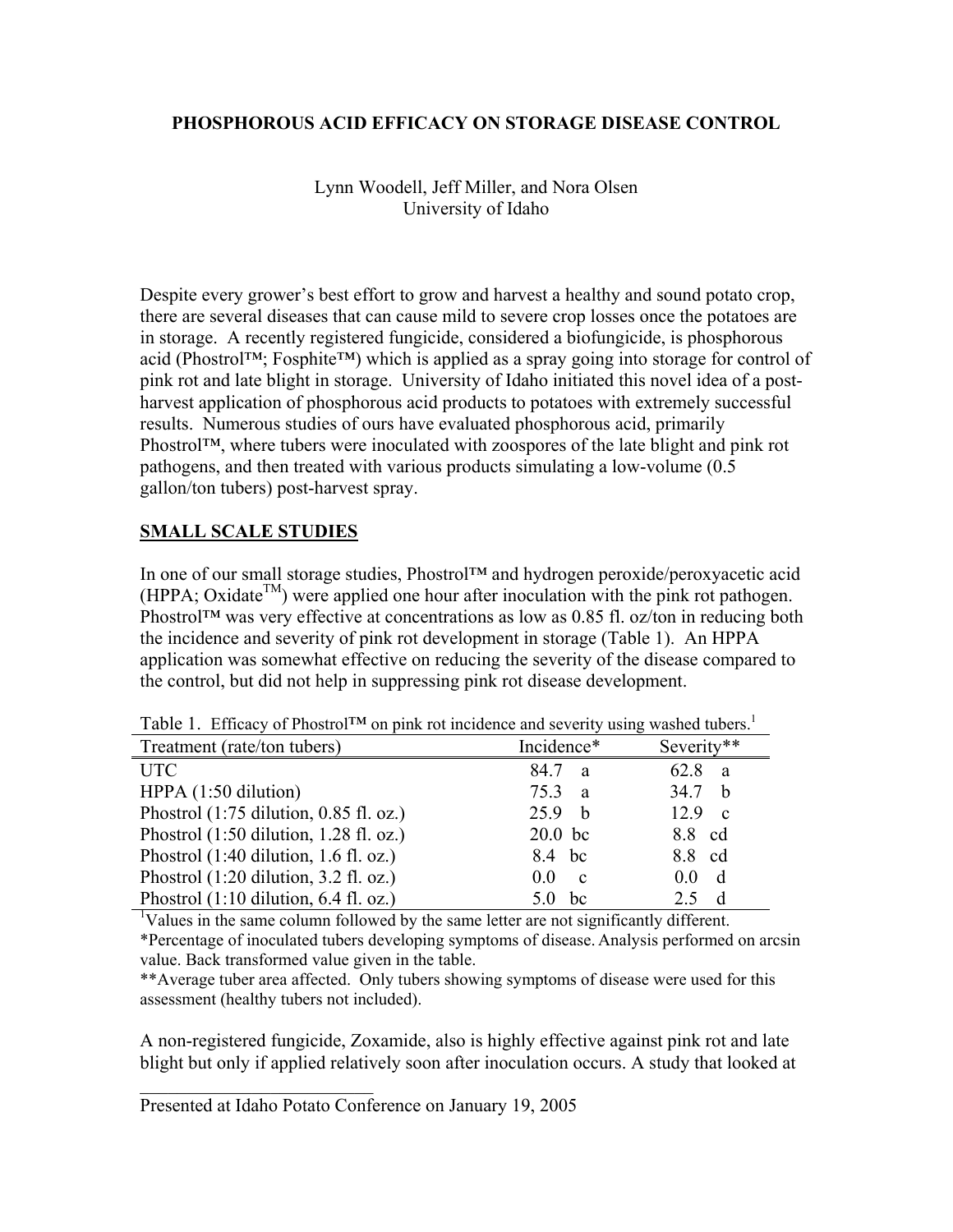# PHOSPHOROUS ACID EFFICACY ON STORAGE DISEASE CONTROL

Lynn Woodell, Jeff Miller, and Nora Olsen
University of Idaho

Despite every grower's best effort to grow and harvest a healthy and sound potato crop, there are several diseases that can cause mild to severe crop losses once the potatoes are in storage. A recently registered fungicide, considered a biofungicide, is phosphorous acid (Phostrol™; Fosphite™) which is applied as a spray going into storage for control of pink rot and late blight in storage. University of Idaho initiated this novel idea of a post-harvest application of phosphorous acid products to potatoes with extremely successful results. Numerous studies of ours have evaluated phosphorous acid, primarily Phostrol™, where tubers were inoculated with zoospores of the late blight and pink rot pathogens, and then treated with various products simulating a low-volume (0.5 gallon/ton tubers) post-harvest spray.

## SMALL SCALE STUDIES

In one of our small storage studies, Phostrol™ and hydrogen peroxide/peroxyacetic acid (HPPA; Oxidate™) were applied one hour after inoculation with the pink rot pathogen. Phostrol™ was very effective at concentrations as low as 0.85 fl. oz/ton in reducing both the incidence and severity of pink rot development in storage (Table 1). An HPPA application was somewhat effective on reducing the severity of the disease compared to the control, but did not help in suppressing pink rot disease development.

Table 1. Efficacy of Phostrol™ on pink rot incidence and severity using washed tubers.[1]

| Treatment (rate/ton tubers) | Incidence* | Severity** |
|---|---|---|
| UTC | 84.7 a | 62.8 a |
| HPPA (1:50 dilution) | 75.3 a | 34.7 b |
| Phostrol (1:75 dilution, 0.85 fl. oz.) | 25.9 b | 12.9 c |
| Phostrol (1:50 dilution, 1.28 fl. oz.) | 20.0 bc | 8.8 cd |
| Phostrol (1:40 dilution, 1.6 fl. oz.) | 8.4 bc | 8.8 cd |
| Phostrol (1:20 dilution, 3.2 fl. oz.) | 0.0 c | 0.0 d |
| Phostrol (1:10 dilution, 6.4 fl. oz.) | 5.0 bc | 2.5 d |

[1]Values in the same column followed by the same letter are not significantly different.
*Percentage of inoculated tubers developing symptoms of disease. Analysis performed on arcsin value. Back transformed value given in the table.
**Average tuber area affected. Only tubers showing symptoms of disease were used for this assessment (healthy tubers not included).

A non-registered fungicide, Zoxamide, also is highly effective against pink rot and late blight but only if applied relatively soon after inoculation occurs. A study that looked at

Presented at Idaho Potato Conference on January 19, 2005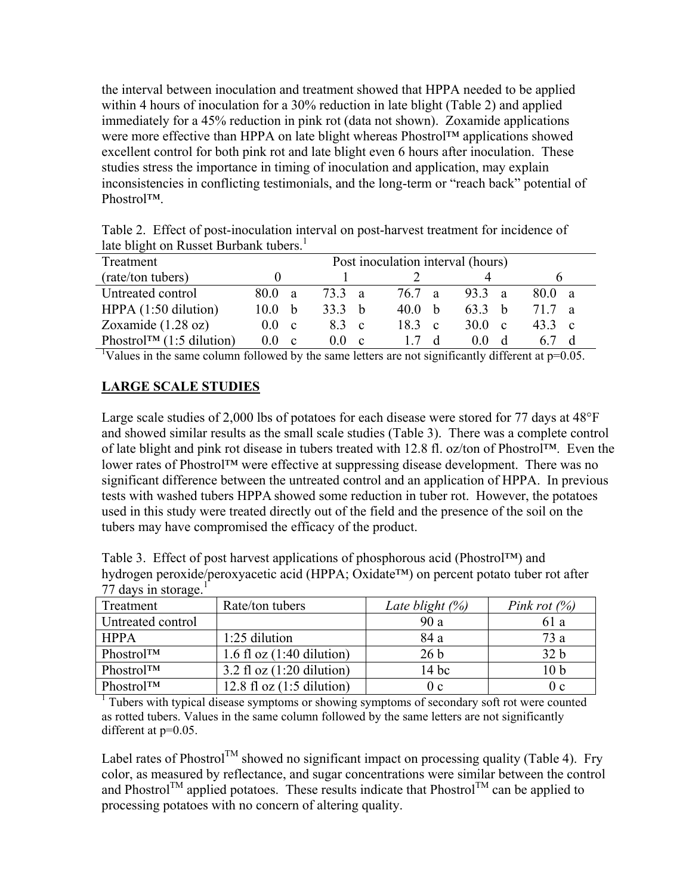the interval between inoculation and treatment showed that HPPA needed to be applied within 4 hours of inoculation for a 30% reduction in late blight (Table 2) and applied immediately for a 45% reduction in pink rot (data not shown). Zoxamide applications were more effective than HPPA on late blight whereas Phostrol™ applications showed excellent control for both pink rot and late blight even 6 hours after inoculation. These studies stress the importance in timing of inoculation and application, may explain inconsistencies in conflicting testimonials, and the long-term or "reach back" potential of Phostrol™.

Table 2. Effect of post-inoculation interval on post-harvest treatment for incidence of late blight on Russet Burbank tubers.[1]

| Treatment | Post inoculation interval (hours) | | | | |
|---|---|---|---|---|---|
| (rate/ton tubers) | 0 | 1 | 2 | 4 | 6 |
| Untreated control | 80.0 a | 73.3 a | 76.7 a | 93.3 a | 80.0 a |
| HPPA (1:50 dilution) | 10.0 b | 33.3 b | 40.0 b | 63.3 b | 71.7 a |
| Zoxamide (1.28 oz) | 0.0 c | 8.3 c | 18.3 c | 30.0 c | 43.3 c |
| Phostrol™ (1:5 dilution) | 0.0 c | 0.0 c | 1.7 d | 0.0 d | 6.7 d |

[1]Values in the same column followed by the same letters are not significantly different at $p=0.05$.

## LARGE SCALE STUDIES

Large scale studies of 2,000 lbs of potatoes for each disease were stored for 77 days at 48°F and showed similar results as the small scale studies (Table 3). There was a complete control of late blight and pink rot disease in tubers treated with 12.8 fl. oz/ton of Phostrol™. Even the lower rates of Phostrol™ were effective at suppressing disease development. There was no significant difference between the untreated control and an application of HPPA. In previous tests with washed tubers HPPA showed some reduction in tuber rot. However, the potatoes used in this study were treated directly out of the field and the presence of the soil on the tubers may have compromised the efficacy of the product.

Table 3. Effect of post harvest applications of phosphorous acid (Phostrol™) and hydrogen peroxide/peroxyacetic acid (HPPA; Oxidate™) on percent potato tuber rot after 77 days in storage.[1]

| Treatment | Rate/ton tubers | *Late blight (%)* | *Pink rot (%)* |
|---|---|---|---|
| Untreated control | | 90 a | 61 a |
| HPPA | 1:25 dilution | 84 a | 73 a |
| Phostrol™ | 1.6 fl oz (1:40 dilution) | 26 b | 32 b |
| Phostrol™ | 3.2 fl oz (1:20 dilution) | 14 bc | 10 b |
| Phostrol™ | 12.8 fl oz (1:5 dilution) | 0 c | 0 c |

[1] Tubers with typical disease symptoms or showing symptoms of secondary soft rot were counted as rotted tubers. Values in the same column followed by the same letters are not significantly different at $p=0.05$.

Label rates of Phostrol™ showed no significant impact on processing quality (Table 4). Fry color, as measured by reflectance, and sugar concentrations were similar between the control and Phostrol™ applied potatoes. These results indicate that Phostrol™ can be applied to processing potatoes with no concern of altering quality.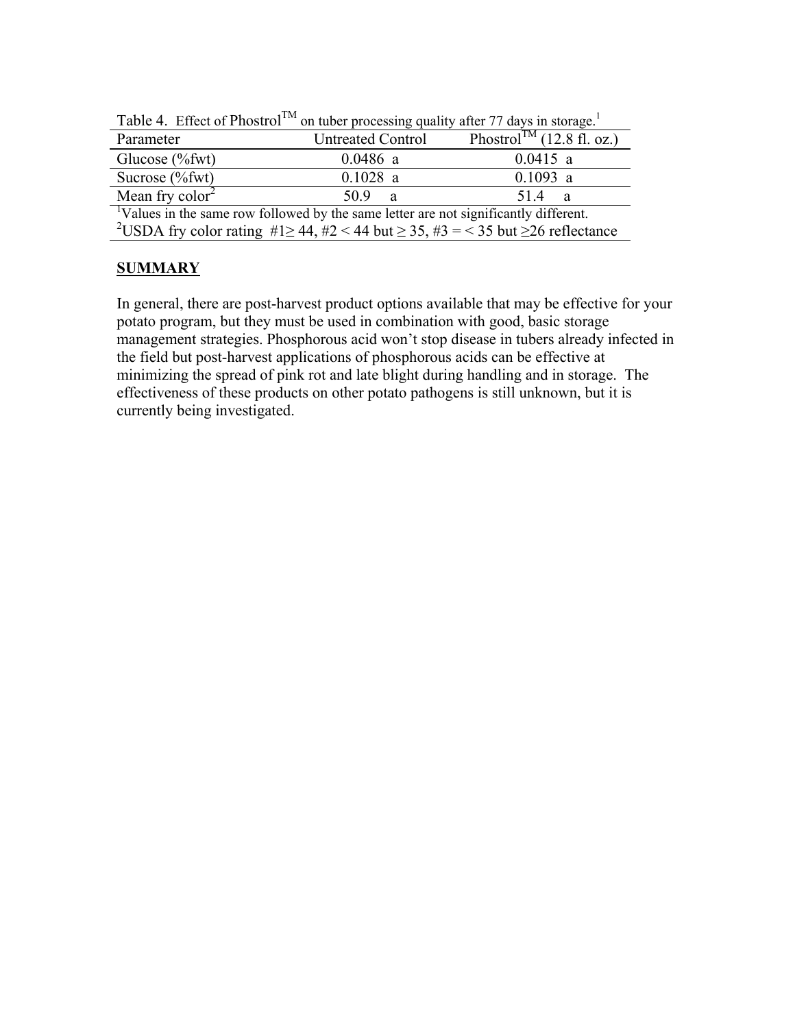Table 4. Effect of Phostrol™ on tuber processing quality after 77 days in storage.[1]

| Parameter | Untreated Control | Phostrol™ (12.8 fl. oz.) |
| --- | --- | --- |
| Glucose (%fwt) | 0.0486 a | 0.0415 a |
| Sucrose (%fwt) | 0.1028 a | 0.1093 a |
| Mean fry color[2] | 50.9 a | 51.4 a |

[1]Values in the same row followed by the same letter are not significantly different.
[2]USDA fry color rating #1 $\geq$ 44, #2 < 44 but $\geq$ 35, #3 = < 35 but $\geq$26 reflectance

## SUMMARY

In general, there are post-harvest product options available that may be effective for your potato program, but they must be used in combination with good, basic storage management strategies. Phosphorous acid won't stop disease in tubers already infected in the field but post-harvest applications of phosphorous acids can be effective at minimizing the spread of pink rot and late blight during handling and in storage. The effectiveness of these products on other potato pathogens is still unknown, but it is currently being investigated.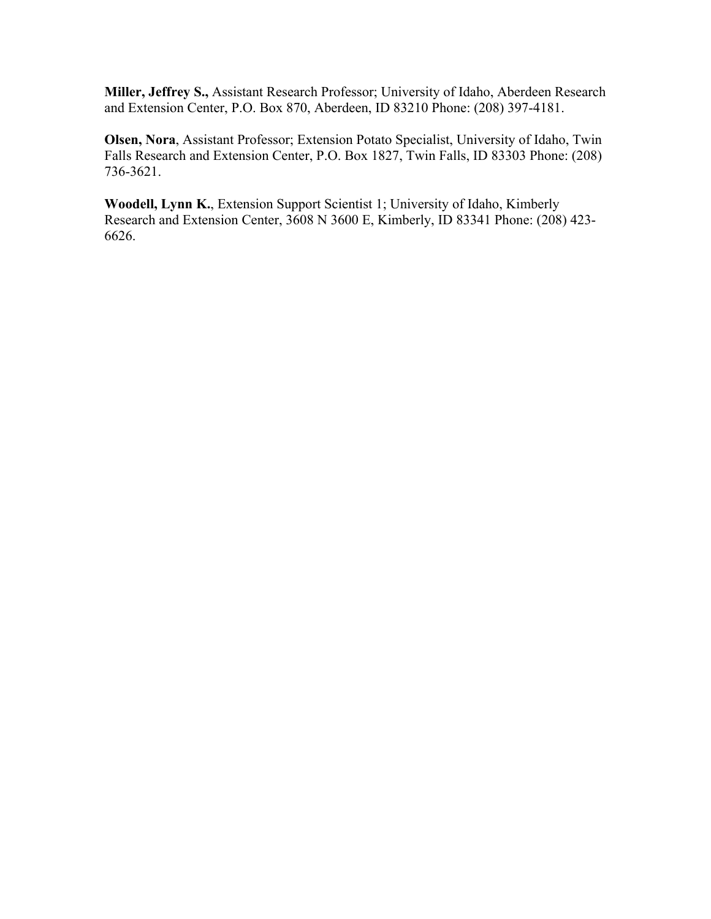**Miller, Jeffrey S.,** Assistant Research Professor; University of Idaho, Aberdeen Research and Extension Center, P.O. Box 870, Aberdeen, ID 83210 Phone: (208) 397-4181.

**Olsen, Nora**, Assistant Professor; Extension Potato Specialist, University of Idaho, Twin Falls Research and Extension Center, P.O. Box 1827, Twin Falls, ID 83303 Phone: (208) 736-3621.

**Woodell, Lynn K.**, Extension Support Scientist 1; University of Idaho, Kimberly Research and Extension Center, 3608 N 3600 E, Kimberly, ID 83341 Phone: (208) 423-6626.